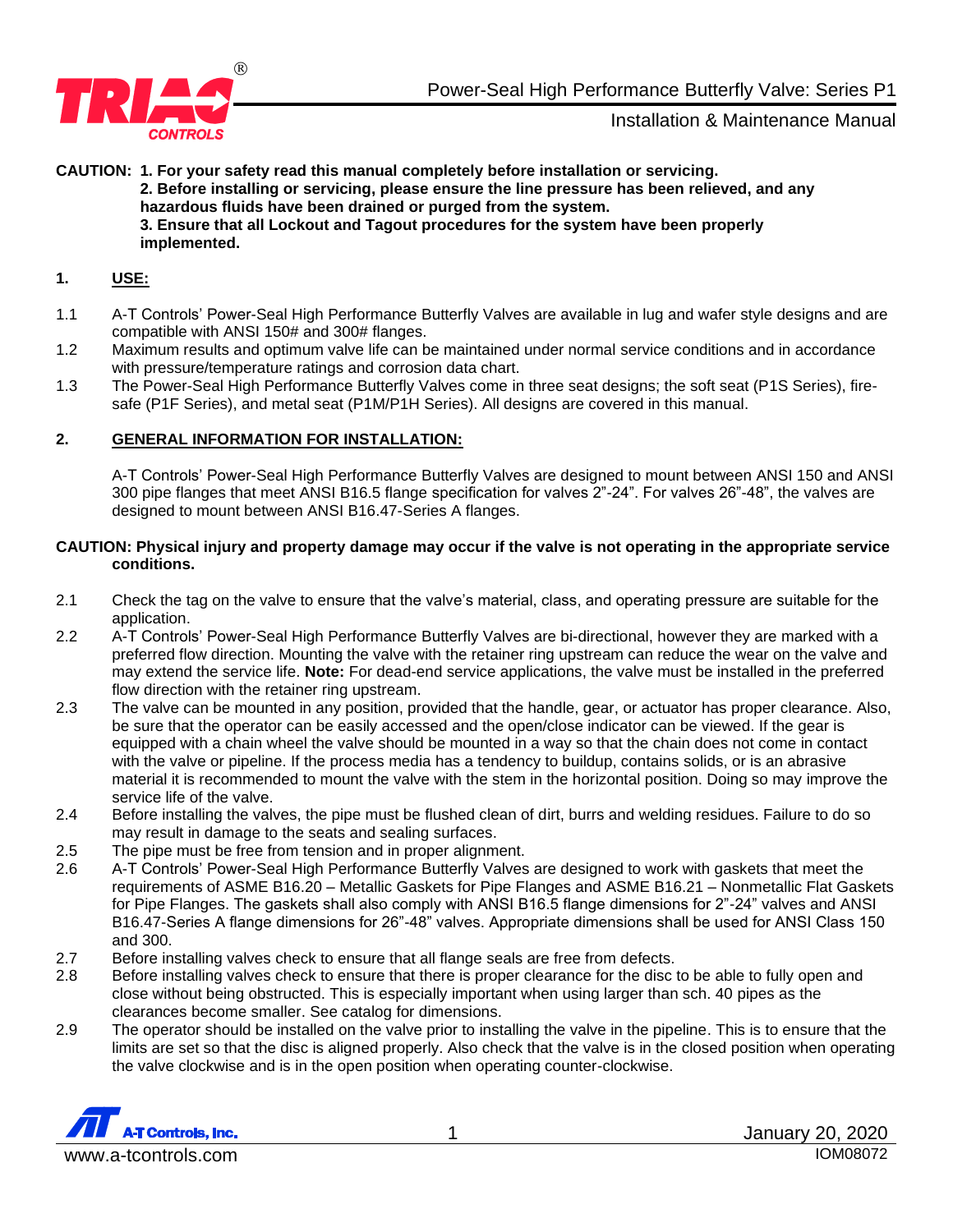**CAUTION: 1. For your safety read this manual completely before installation or servicing.**
**2. Before installing or servicing, please ensure the line pressure has been relieved, and any hazardous fluids have been drained or purged from the system.**
**3. Ensure that all Lockout and Tagout procedures for the system have been properly implemented.**

## 1. USE:

1.1 A-T Controls' Power-Seal High Performance Butterfly Valves are available in lug and wafer style designs and are compatible with ANSI 150# and 300# flanges.

1.2 Maximum results and optimum valve life can be maintained under normal service conditions and in accordance with pressure/temperature ratings and corrosion data chart.

1.3 The Power-Seal High Performance Butterfly Valves come in three seat designs; the soft seat (P1S Series), fire-safe (P1F Series), and metal seat (P1M/P1H Series). All designs are covered in this manual.

## 2. GENERAL INFORMATION FOR INSTALLATION:

A-T Controls' Power-Seal High Performance Butterfly Valves are designed to mount between ANSI 150 and ANSI 300 pipe flanges that meet ANSI B16.5 flange specification for valves 2"-24". For valves 26"-48", the valves are designed to mount between ANSI B16.47-Series A flanges.

**CAUTION: Physical injury and property damage may occur if the valve is not operating in the appropriate service conditions.**

2.1 Check the tag on the valve to ensure that the valve's material, class, and operating pressure are suitable for the application.

2.2 A-T Controls' Power-Seal High Performance Butterfly Valves are bi-directional, however they are marked with a preferred flow direction. Mounting the valve with the retainer ring upstream can reduce the wear on the valve and may extend the service life. **Note:** For dead-end service applications, the valve must be installed in the preferred flow direction with the retainer ring upstream.

2.3 The valve can be mounted in any position, provided that the handle, gear, or actuator has proper clearance. Also, be sure that the operator can be easily accessed and the open/close indicator can be viewed. If the gear is equipped with a chain wheel the valve should be mounted in a way so that the chain does not come in contact with the valve or pipeline. If the process media has a tendency to buildup, contains solids, or is an abrasive material it is recommended to mount the valve with the stem in the horizontal position. Doing so may improve the service life of the valve.

2.4 Before installing the valves, the pipe must be flushed clean of dirt, burrs and welding residues. Failure to do so may result in damage to the seats and sealing surfaces.

2.5 The pipe must be free from tension and in proper alignment.

2.6 A-T Controls' Power-Seal High Performance Butterfly Valves are designed to work with gaskets that meet the requirements of ASME B16.20 – Metallic Gaskets for Pipe Flanges and ASME B16.21 – Nonmetallic Flat Gaskets for Pipe Flanges. The gaskets shall also comply with ANSI B16.5 flange dimensions for 2"-24" valves and ANSI B16.47-Series A flange dimensions for 26"-48" valves. Appropriate dimensions shall be used for ANSI Class 150 and 300.

2.7 Before installing valves check to ensure that all flange seals are free from defects.

2.8 Before installing valves check to ensure that there is proper clearance for the disc to be able to fully open and close without being obstructed. This is especially important when using larger than sch. 40 pipes as the clearances become smaller. See catalog for dimensions.

2.9 The operator should be installed on the valve prior to installing the valve in the pipeline. This is to ensure that the limits are set so that the disc is aligned properly. Also check that the valve is in the closed position when operating the valve clockwise and is in the open position when operating counter-clockwise.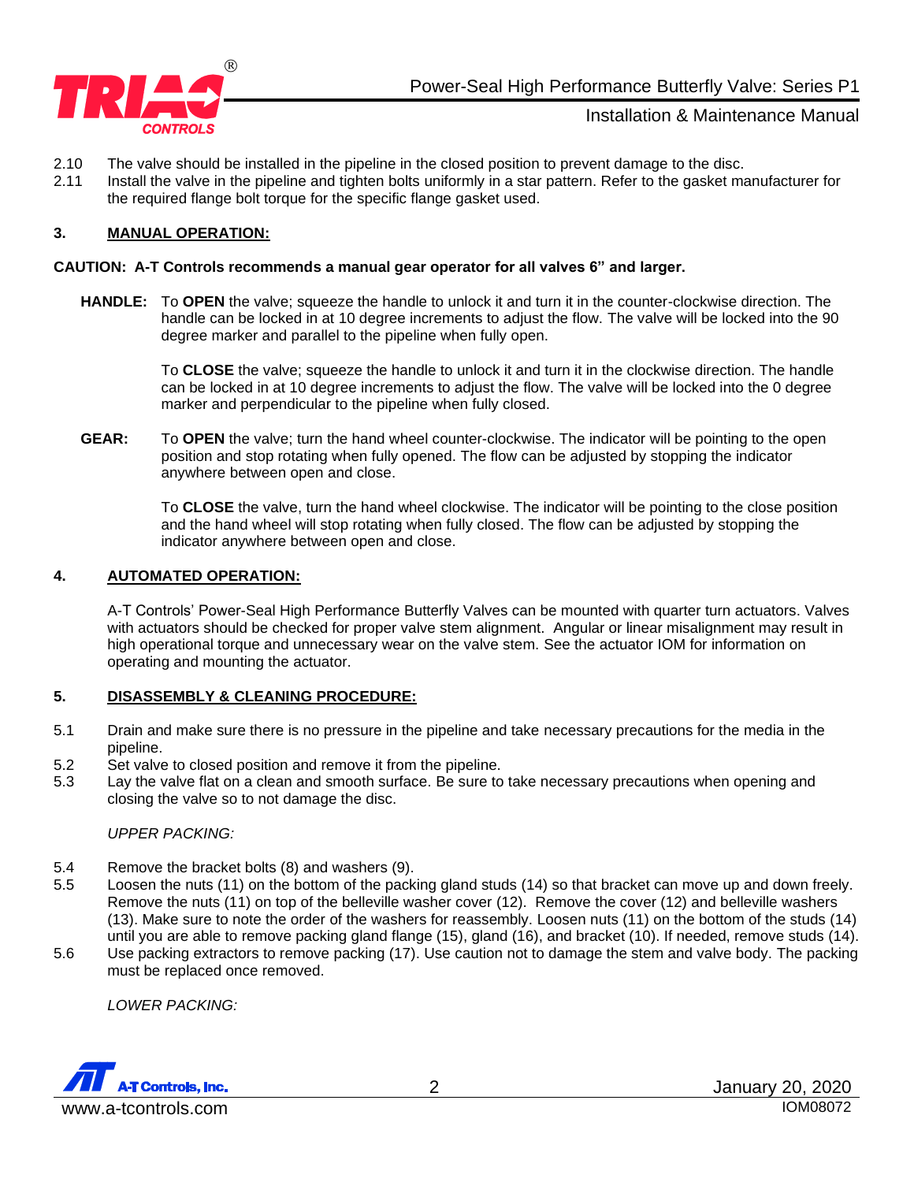2.10 The valve should be installed in the pipeline in the closed position to prevent damage to the disc.

2.11 Install the valve in the pipeline and tighten bolts uniformly in a star pattern. Refer to the gasket manufacturer for the required flange bolt torque for the specific flange gasket used.

## 3. MANUAL OPERATION:

**CAUTION: A-T Controls recommends a manual gear operator for all valves 6" and larger.**

**HANDLE:** To **OPEN** the valve; squeeze the handle to unlock it and turn it in the counter-clockwise direction. The handle can be locked in at 10 degree increments to adjust the flow. The valve will be locked into the 90 degree marker and parallel to the pipeline when fully open.

To **CLOSE** the valve; squeeze the handle to unlock it and turn it in the clockwise direction. The handle can be locked in at 10 degree increments to adjust the flow. The valve will be locked into the 0 degree marker and perpendicular to the pipeline when fully closed.

**GEAR:** To **OPEN** the valve; turn the hand wheel counter-clockwise. The indicator will be pointing to the open position and stop rotating when fully opened. The flow can be adjusted by stopping the indicator anywhere between open and close.

To **CLOSE** the valve, turn the hand wheel clockwise. The indicator will be pointing to the close position and the hand wheel will stop rotating when fully closed. The flow can be adjusted by stopping the indicator anywhere between open and close.

## 4. AUTOMATED OPERATION:

A-T Controls' Power-Seal High Performance Butterfly Valves can be mounted with quarter turn actuators. Valves with actuators should be checked for proper valve stem alignment. Angular or linear misalignment may result in high operational torque and unnecessary wear on the valve stem. See the actuator IOM for information on operating and mounting the actuator.

## 5. DISASSEMBLY & CLEANING PROCEDURE:

5.1 Drain and make sure there is no pressure in the pipeline and take necessary precautions for the media in the pipeline.

5.2 Set valve to closed position and remove it from the pipeline.

5.3 Lay the valve flat on a clean and smooth surface. Be sure to take necessary precautions when opening and closing the valve so to not damage the disc.

*UPPER PACKING:*

5.4 Remove the bracket bolts (8) and washers (9).

5.5 Loosen the nuts (11) on the bottom of the packing gland studs (14) so that bracket can move up and down freely. Remove the nuts (11) on top of the belleville washer cover (12). Remove the cover (12) and belleville washers (13). Make sure to note the order of the washers for reassembly. Loosen nuts (11) on the bottom of the studs (14) until you are able to remove packing gland flange (15), gland (16), and bracket (10). If needed, remove studs (14).

5.6 Use packing extractors to remove packing (17). Use caution not to damage the stem and valve body. The packing must be replaced once removed.

*LOWER PACKING:*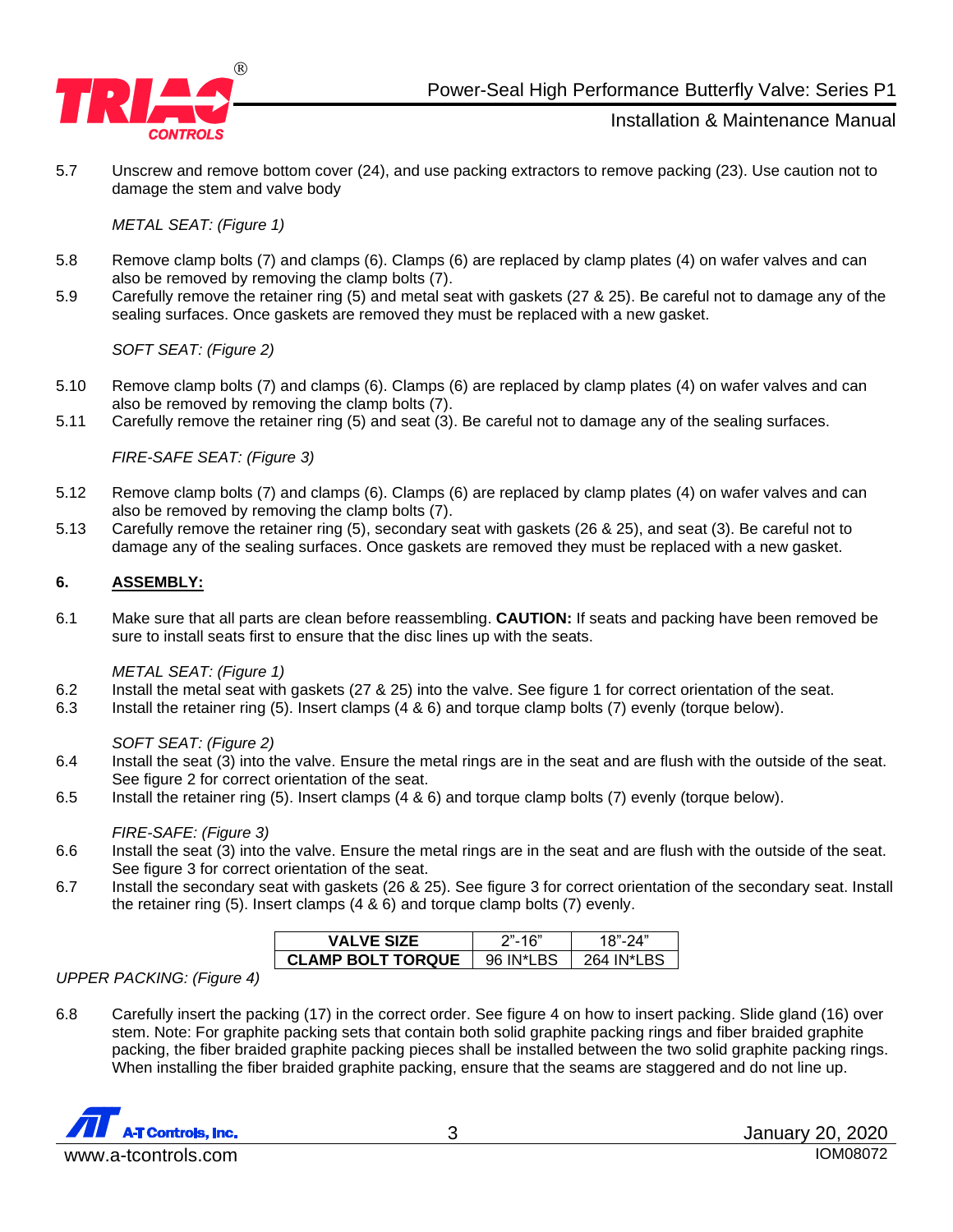5.7 Unscrew and remove bottom cover (24), and use packing extractors to remove packing (23). Use caution not to damage the stem and valve body

*METAL SEAT: (Figure 1)*

5.8 Remove clamp bolts (7) and clamps (6). Clamps (6) are replaced by clamp plates (4) on wafer valves and can also be removed by removing the clamp bolts (7).

5.9 Carefully remove the retainer ring (5) and metal seat with gaskets (27 & 25). Be careful not to damage any of the sealing surfaces. Once gaskets are removed they must be replaced with a new gasket.

*SOFT SEAT: (Figure 2)*

5.10 Remove clamp bolts (7) and clamps (6). Clamps (6) are replaced by clamp plates (4) on wafer valves and can also be removed by removing the clamp bolts (7).

5.11 Carefully remove the retainer ring (5) and seat (3). Be careful not to damage any of the sealing surfaces.

*FIRE-SAFE SEAT: (Figure 3)*

5.12 Remove clamp bolts (7) and clamps (6). Clamps (6) are replaced by clamp plates (4) on wafer valves and can also be removed by removing the clamp bolts (7).

5.13 Carefully remove the retainer ring (5), secondary seat with gaskets (26 & 25), and seat (3). Be careful not to damage any of the sealing surfaces. Once gaskets are removed they must be replaced with a new gasket.

## 6. ASSEMBLY:

6.1 Make sure that all parts are clean before reassembling. **CAUTION:** If seats and packing have been removed be sure to install seats first to ensure that the disc lines up with the seats.

*METAL SEAT: (Figure 1)*

6.2 Install the metal seat with gaskets (27 & 25) into the valve. See figure 1 for correct orientation of the seat.

6.3 Install the retainer ring (5). Insert clamps (4 & 6) and torque clamp bolts (7) evenly (torque below).

*SOFT SEAT: (Figure 2)*

6.4 Install the seat (3) into the valve. Ensure the metal rings are in the seat and are flush with the outside of the seat. See figure 2 for correct orientation of the seat.

6.5 Install the retainer ring (5). Insert clamps (4 & 6) and torque clamp bolts (7) evenly (torque below).

*FIRE-SAFE: (Figure 3)*

6.6 Install the seat (3) into the valve. Ensure the metal rings are in the seat and are flush with the outside of the seat. See figure 3 for correct orientation of the seat.

6.7 Install the secondary seat with gaskets (26 & 25). See figure 3 for correct orientation of the secondary seat. Install the retainer ring (5). Insert clamps (4 & 6) and torque clamp bolts (7) evenly.

| **VALVE SIZE** | 2"-16" | 18"-24" |
|---|---|---|
| **CLAMP BOLT TORQUE** | 96 IN*LBS | 264 IN*LBS |

*UPPER PACKING: (Figure 4)*

6.8 Carefully insert the packing (17) in the correct order. See figure 4 on how to insert packing. Slide gland (16) over stem. Note: For graphite packing sets that contain both solid graphite packing rings and fiber braided graphite packing, the fiber braided graphite packing pieces shall be installed between the two solid graphite packing rings. When installing the fiber braided graphite packing, ensure that the seams are staggered and do not line up.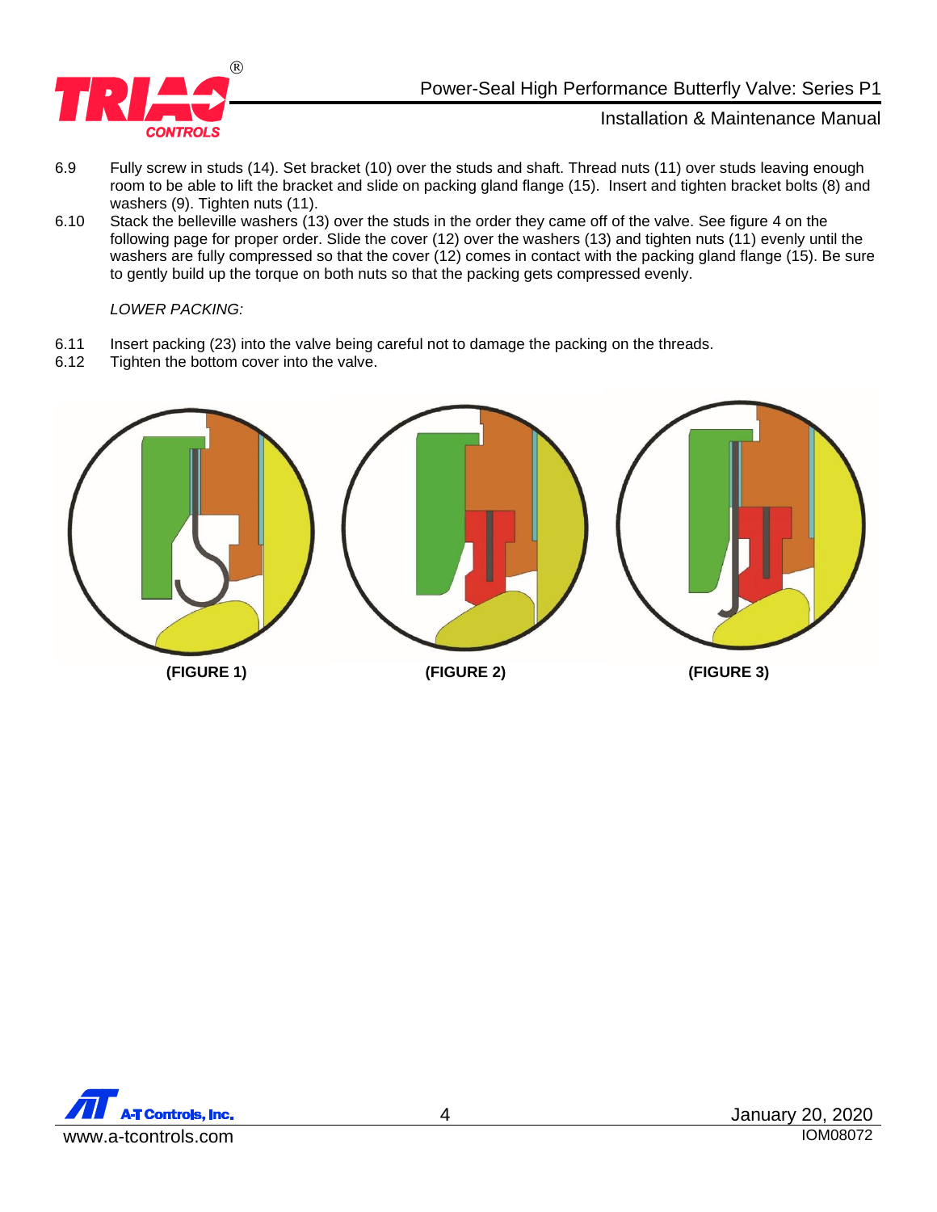6.9 Fully screw in studs (14). Set bracket (10) over the studs and shaft. Thread nuts (11) over studs leaving enough room to be able to lift the bracket and slide on packing gland flange (15). Insert and tighten bracket bolts (8) and washers (9). Tighten nuts (11).

6.10 Stack the belleville washers (13) over the studs in the order they came off of the valve. See figure 4 on the following page for proper order. Slide the cover (12) over the washers (13) and tighten nuts (11) evenly until the washers are fully compressed so that the cover (12) comes in contact with the packing gland flange (15). Be sure to gently build up the torque on both nuts so that the packing gets compressed evenly.

*LOWER PACKING:*

6.11 Insert packing (23) into the valve being careful not to damage the packing on the threads.

6.12 Tighten the bottom cover into the valve.

**(FIGURE 1)** **(FIGURE 2)** **(FIGURE 3)**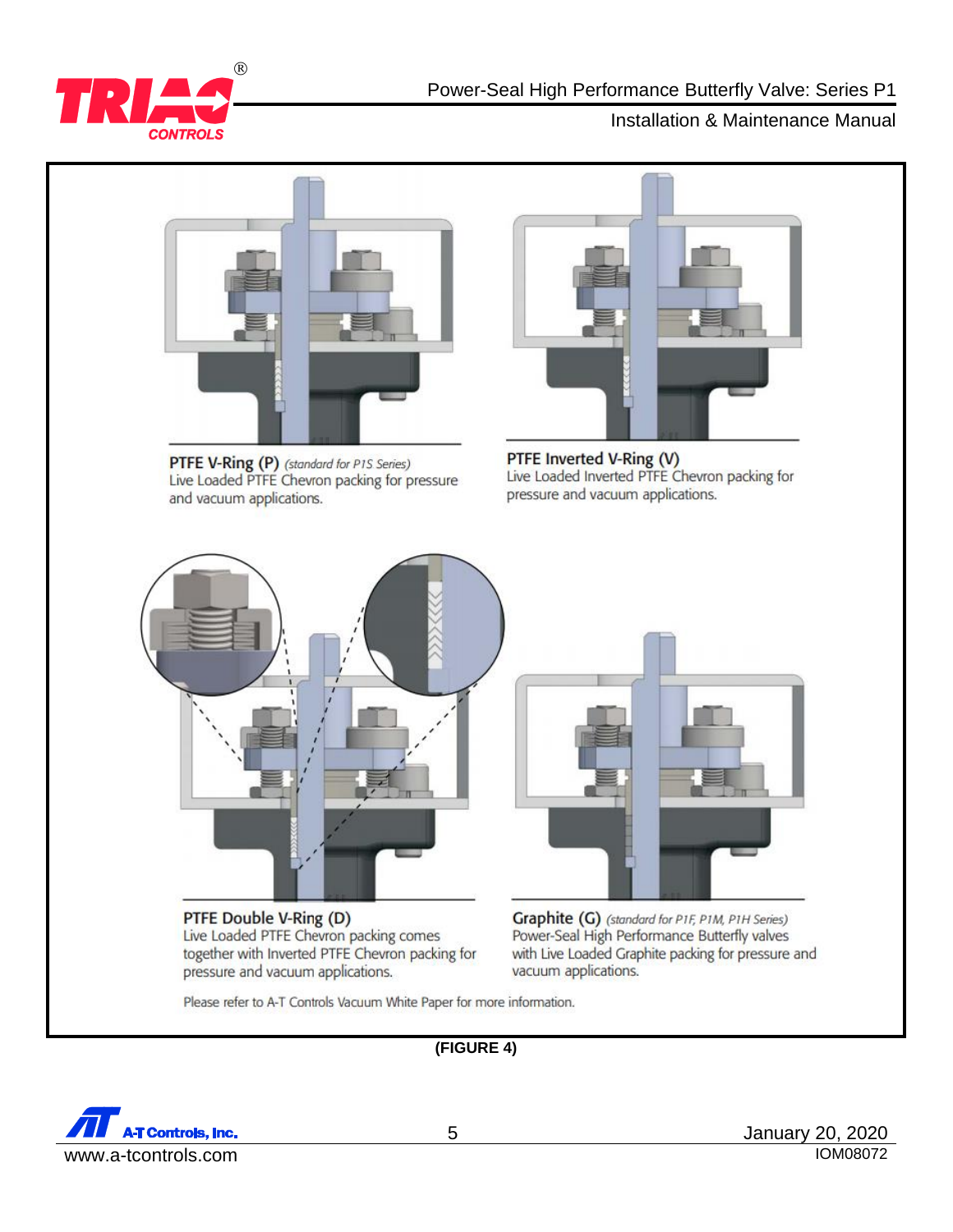**PTFE V-Ring (P)** *(standard for P1S Series)*
Live Loaded PTFE Chevron packing for pressure and vacuum applications.

**PTFE Inverted V-Ring (V)**
Live Loaded Inverted PTFE Chevron packing for pressure and vacuum applications.

**PTFE Double V-Ring (D)**
Live Loaded PTFE Chevron packing comes together with Inverted PTFE Chevron packing for pressure and vacuum applications.

**Graphite (G)** *(standard for P1F, P1M, P1H Series)*
Power-Seal High Performance Butterfly valves with Live Loaded Graphite packing for pressure and vacuum applications.

Please refer to A-T Controls Vacuum White Paper for more information.

**(FIGURE 4)**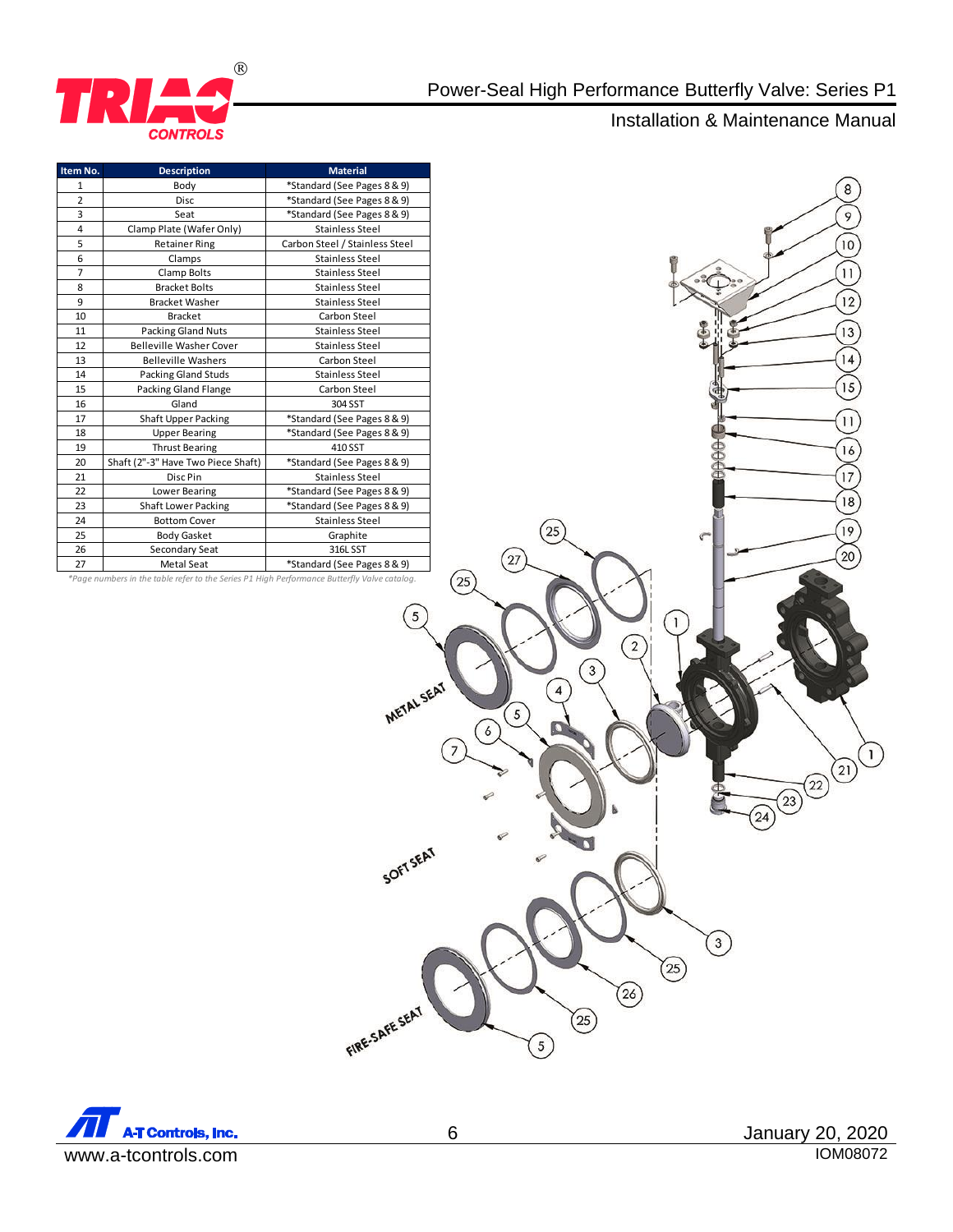| Item No. | Description | Material |
|---|---|---|
| 1 | Body | *Standard (See Pages 8 & 9) |
| 2 | Disc | *Standard (See Pages 8 & 9) |
| 3 | Seat | *Standard (See Pages 8 & 9) |
| 4 | Clamp Plate (Wafer Only) | Stainless Steel |
| 5 | Retainer Ring | Carbon Steel / Stainless Steel |
| 6 | Clamps | Stainless Steel |
| 7 | Clamp Bolts | Stainless Steel |
| 8 | Bracket Bolts | Stainless Steel |
| 9 | Bracket Washer | Stainless Steel |
| 10 | Bracket | Carbon Steel |
| 11 | Packing Gland Nuts | Stainless Steel |
| 12 | Belleville Washer Cover | Stainless Steel |
| 13 | Belleville Washers | Carbon Steel |
| 14 | Packing Gland Studs | Stainless Steel |
| 15 | Packing Gland Flange | Carbon Steel |
| 16 | Gland | 304 SST |
| 17 | Shaft Upper Packing | *Standard (See Pages 8 & 9) |
| 18 | Upper Bearing | *Standard (See Pages 8 & 9) |
| 19 | Thrust Bearing | 410 SST |
| 20 | Shaft (2"-3" Have Two Piece Shaft) | *Standard (See Pages 8 & 9) |
| 21 | Disc Pin | Stainless Steel |
| 22 | Lower Bearing | *Standard (See Pages 8 & 9) |
| 23 | Shaft Lower Packing | *Standard (See Pages 8 & 9) |
| 24 | Bottom Cover | Stainless Steel |
| 25 | Body Gasket | Graphite |
| 26 | Secondary Seat | 316L SST |
| 27 | Metal Seat | *Standard (See Pages 8 & 9) |

*\*Page numbers in the table refer to the Series P1 High Performance Butterfly Valve catalog.*

METAL SEAT

SOFT SEAT

FIRE-SAFE SEAT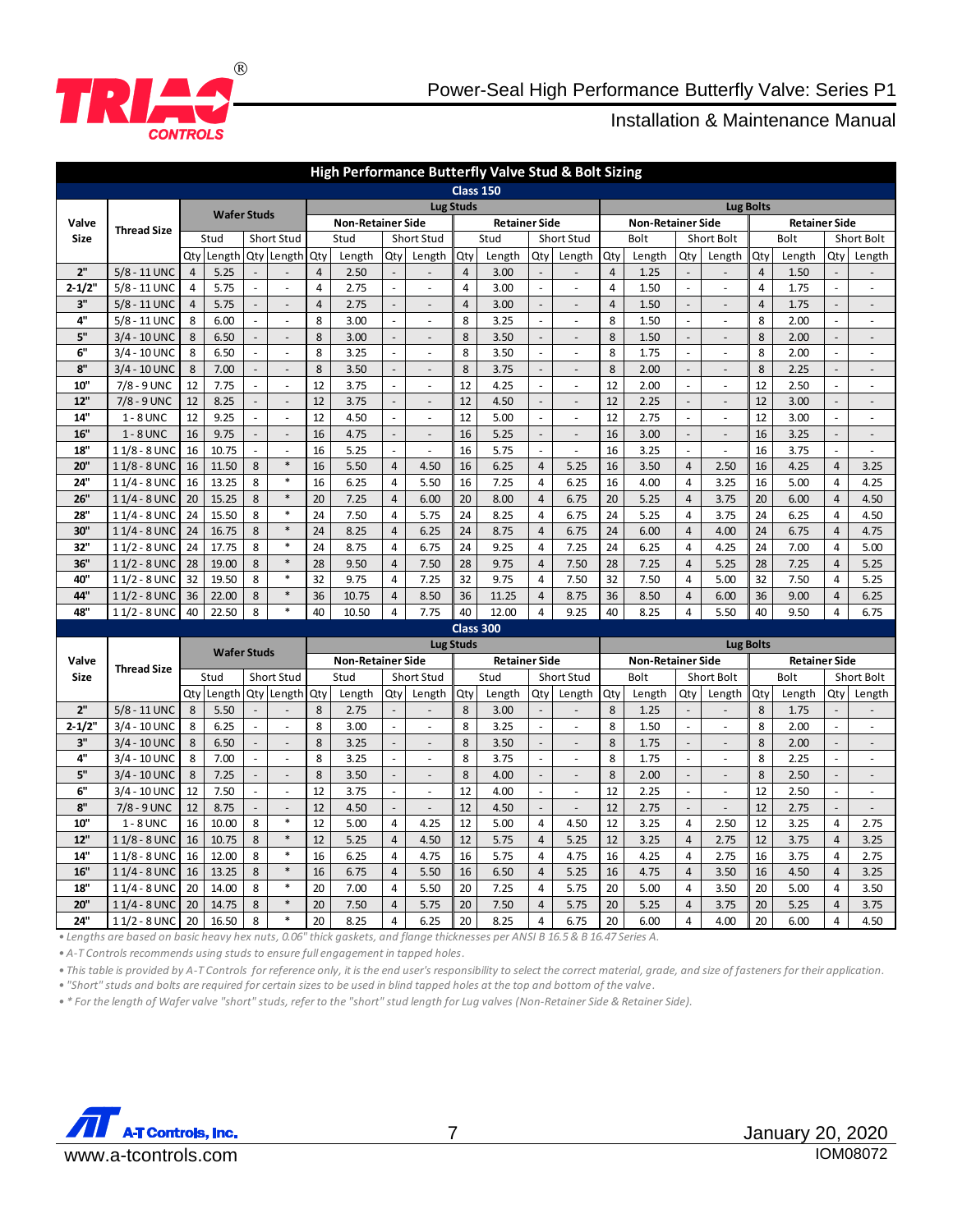## High Performance Butterfly Valve Stud & Bolt Sizing

### Class 150

| Valve Size | Thread Size | Wafer Studs | | | | Lug Studs | | | | | | | | Lug Bolts | | | | | | | |
|---|---|---|---|---|---|---|---|---|---|---|---|---|---|---|---|---|---|---|---|---|---|
| | | | | | | Non-Retainer Side | | | | Retainer Side | | | | Non-Retainer Side | | | | Retainer Side | | | |
| | | Stud | | Short Stud | | Stud | | Short Stud | | Stud | | Short Stud | | Bolt | | Short Bolt | | Bolt | | Short Bolt | |
| | | Qty | Length | Qty | Length | Qty | Length | Qty | Length | Qty | Length | Qty | Length | Qty | Length | Qty | Length | Qty | Length | Qty | Length |
| 2" | 5/8 - 11 UNC | 4 | 5.25 | - | - | 4 | 2.50 | - | - | 4 | 3.00 | - | - | 4 | 1.25 | - | - | 4 | 1.50 | - | - |
| 2-1/2" | 5/8 - 11 UNC | 4 | 5.75 | - | - | 4 | 2.75 | - | - | 4 | 3.00 | - | - | 4 | 1.50 | - | - | 4 | 1.75 | - | - |
| 3" | 5/8 - 11 UNC | 4 | 5.75 | - | - | 4 | 2.75 | - | - | 4 | 3.00 | - | - | 4 | 1.50 | - | - | 4 | 1.75 | - | - |
| 4" | 5/8 - 11 UNC | 8 | 6.00 | - | - | 8 | 3.00 | - | - | 8 | 3.25 | - | - | 8 | 1.50 | - | - | 8 | 2.00 | - | - |
| 5" | 3/4 - 10 UNC | 8 | 6.50 | - | - | 8 | 3.00 | - | - | 8 | 3.50 | - | - | 8 | 1.50 | - | - | 8 | 2.00 | - | - |
| 6" | 3/4 - 10 UNC | 8 | 6.50 | - | - | 8 | 3.25 | - | - | 8 | 3.50 | - | - | 8 | 1.75 | - | - | 8 | 2.00 | - | - |
| 8" | 3/4 - 10 UNC | 8 | 7.00 | - | - | 8 | 3.50 | - | - | 8 | 3.75 | - | - | 8 | 2.00 | - | - | 8 | 2.25 | - | - |
| 10" | 7/8 - 9 UNC | 12 | 7.75 | - | - | 12 | 3.75 | - | - | 12 | 4.25 | - | - | 12 | 2.00 | - | - | 12 | 2.50 | - | - |
| 12" | 7/8 - 9 UNC | 12 | 8.25 | - | - | 12 | 3.75 | - | - | 12 | 4.50 | - | - | 12 | 2.25 | - | - | 12 | 3.00 | - | - |
| 14" | 1 - 8 UNC | 12 | 9.25 | - | - | 12 | 4.50 | - | - | 12 | 5.00 | - | - | 12 | 2.75 | - | - | 12 | 3.00 | - | - |
| 16" | 1 - 8 UNC | 16 | 9.75 | - | - | 16 | 4.75 | - | - | 16 | 5.25 | - | - | 16 | 3.00 | - | - | 16 | 3.25 | - | - |
| 18" | 1 1/8 - 8 UNC | 16 | 10.75 | - | - | 16 | 5.25 | - | - | 16 | 5.75 | - | - | 16 | 3.25 | - | - | 16 | 3.75 | - | - |
| 20" | 1 1/8 - 8 UNC | 16 | 11.50 | 8 | * | 16 | 5.50 | 4 | 4.50 | 16 | 6.25 | 4 | 5.25 | 16 | 3.50 | 4 | 2.50 | 16 | 4.25 | 4 | 3.25 |
| 24" | 1 1/4 - 8 UNC | 16 | 13.25 | 8 | * | 16 | 6.25 | 4 | 5.50 | 16 | 7.25 | 4 | 6.25 | 16 | 4.00 | 4 | 3.25 | 16 | 5.00 | 4 | 4.25 |
| 26" | 1 1/4 - 8 UNC | 20 | 15.25 | 8 | * | 20 | 7.25 | 4 | 6.00 | 20 | 8.00 | 4 | 6.75 | 20 | 5.25 | 4 | 3.75 | 20 | 6.00 | 4 | 4.50 |
| 28" | 1 1/4 - 8 UNC | 24 | 15.50 | 8 | * | 24 | 7.50 | 4 | 5.75 | 24 | 8.25 | 4 | 6.75 | 24 | 5.25 | 4 | 3.75 | 24 | 6.25 | 4 | 4.50 |
| 30" | 1 1/4 - 8 UNC | 24 | 16.75 | 8 | * | 24 | 8.25 | 4 | 6.25 | 24 | 8.75 | 4 | 6.75 | 24 | 6.00 | 4 | 4.00 | 24 | 6.75 | 4 | 4.75 |
| 32" | 1 1/2 - 8 UNC | 24 | 17.75 | 8 | * | 24 | 8.75 | 4 | 6.75 | 24 | 9.25 | 4 | 7.25 | 24 | 6.25 | 4 | 4.25 | 24 | 7.00 | 4 | 5.00 |
| 36" | 1 1/2 - 8 UNC | 28 | 19.00 | 8 | * | 28 | 9.50 | 4 | 7.50 | 28 | 9.75 | 4 | 7.50 | 28 | 7.25 | 4 | 5.25 | 28 | 7.25 | 4 | 5.25 |
| 40" | 1 1/2 - 8 UNC | 32 | 19.50 | 8 | * | 32 | 9.75 | 4 | 7.25 | 32 | 9.75 | 4 | 7.50 | 32 | 7.50 | 4 | 5.00 | 32 | 7.50 | 4 | 5.25 |
| 44" | 1 1/2 - 8 UNC | 36 | 22.00 | 8 | * | 36 | 10.75 | 4 | 8.50 | 36 | 11.25 | 4 | 8.75 | 36 | 8.50 | 4 | 6.00 | 36 | 9.00 | 4 | 6.25 |
| 48" | 1 1/2 - 8 UNC | 40 | 22.50 | 8 | * | 40 | 10.50 | 4 | 7.75 | 40 | 12.00 | 4 | 9.25 | 40 | 8.25 | 4 | 5.50 | 40 | 9.50 | 4 | 6.75 |

### Class 300

| Valve Size | Thread Size | Wafer Studs | | | | Lug Studs | | | | | | | | Lug Bolts | | | | | | | |
|---|---|---|---|---|---|---|---|---|---|---|---|---|---|---|---|---|---|---|---|---|---|
| | | | | | | Non-Retainer Side | | | | Retainer Side | | | | Non-Retainer Side | | | | Retainer Side | | | |
| | | Stud | | Short Stud | | Stud | | Short Stud | | Stud | | Short Stud | | Bolt | | Short Bolt | | Bolt | | Short Bolt | |
| | | Qty | Length | Qty | Length | Qty | Length | Qty | Length | Qty | Length | Qty | Length | Qty | Length | Qty | Length | Qty | Length | Qty | Length |
| 2" | 5/8 - 11 UNC | 8 | 5.50 | - | - | 8 | 2.75 | - | - | 8 | 3.00 | - | - | 8 | 1.25 | - | - | 8 | 1.75 | - | - |
| 2-1/2" | 3/4 - 10 UNC | 8 | 6.25 | - | - | 8 | 3.00 | - | - | 8 | 3.25 | - | - | 8 | 1.50 | - | - | 8 | 2.00 | - | - |
| 3" | 3/4 - 10 UNC | 8 | 6.50 | - | - | 8 | 3.25 | - | - | 8 | 3.50 | - | - | 8 | 1.75 | - | - | 8 | 2.00 | - | - |
| 4" | 3/4 - 10 UNC | 8 | 7.00 | - | - | 8 | 3.25 | - | - | 8 | 3.75 | - | - | 8 | 1.75 | - | - | 8 | 2.25 | - | - |
| 5" | 3/4 - 10 UNC | 8 | 7.25 | - | - | 8 | 3.50 | - | - | 8 | 4.00 | - | - | 8 | 2.00 | - | - | 8 | 2.50 | - | - |
| 6" | 3/4 - 10 UNC | 12 | 7.50 | - | - | 12 | 3.75 | - | - | 12 | 4.00 | - | - | 12 | 2.25 | - | - | 12 | 2.50 | - | - |
| 8" | 7/8 - 9 UNC | 12 | 8.75 | - | - | 12 | 4.50 | - | - | 12 | 4.50 | - | - | 12 | 2.75 | - | - | 12 | 2.75 | - | - |
| 10" | 1 - 8 UNC | 16 | 10.00 | 8 | * | 12 | 5.00 | 4 | 4.25 | 12 | 5.00 | 4 | 4.50 | 12 | 3.25 | 4 | 2.50 | 12 | 3.25 | 4 | 2.75 |
| 12" | 1 1/8 - 8 UNC | 16 | 10.75 | 8 | * | 12 | 5.25 | 4 | 4.50 | 12 | 5.75 | 4 | 5.25 | 12 | 3.25 | 4 | 2.75 | 12 | 3.75 | 4 | 3.25 |
| 14" | 1 1/8 - 8 UNC | 16 | 12.00 | 8 | * | 16 | 6.25 | 4 | 4.75 | 16 | 5.75 | 4 | 4.75 | 16 | 4.25 | 4 | 2.75 | 16 | 3.75 | 4 | 2.75 |
| 16" | 1 1/4 - 8 UNC | 16 | 13.25 | 8 | * | 16 | 6.75 | 4 | 5.50 | 16 | 6.50 | 4 | 5.25 | 16 | 4.75 | 4 | 3.50 | 16 | 4.50 | 4 | 3.25 |
| 18" | 1 1/4 - 8 UNC | 20 | 14.00 | 8 | * | 20 | 7.00 | 4 | 5.50 | 20 | 7.25 | 4 | 5.75 | 20 | 5.00 | 4 | 3.50 | 20 | 5.00 | 4 | 3.50 |
| 20" | 1 1/4 - 8 UNC | 20 | 14.75 | 8 | * | 20 | 7.50 | 4 | 5.75 | 20 | 7.50 | 4 | 5.75 | 20 | 5.25 | 4 | 3.75 | 20 | 5.25 | 4 | 3.75 |
| 24" | 1 1/2 - 8 UNC | 20 | 16.50 | 8 | * | 20 | 8.25 | 4 | 6.25 | 20 | 8.25 | 4 | 6.75 | 20 | 6.00 | 4 | 4.00 | 20 | 6.00 | 4 | 4.50 |

- *Lengths are based on basic heavy hex nuts, 0.06" thick gaskets, and flange thicknesses per ANSI B 16.5 & B 16.47 Series A.*
- *A-T Controls recommends using studs to ensure full engagement in tapped holes.*
- *This table is provided by A-T Controls for reference only, it is the end user's responsibility to select the correct material, grade, and size of fasteners for their application.*
- *"Short" studs and bolts are required for certain sizes to be used in blind tapped holes at the top and bottom of the valve.*
- *\* For the length of Wafer valve "short" studs, refer to the "short" stud length for Lug valves (Non-Retainer Side & Retainer Side).*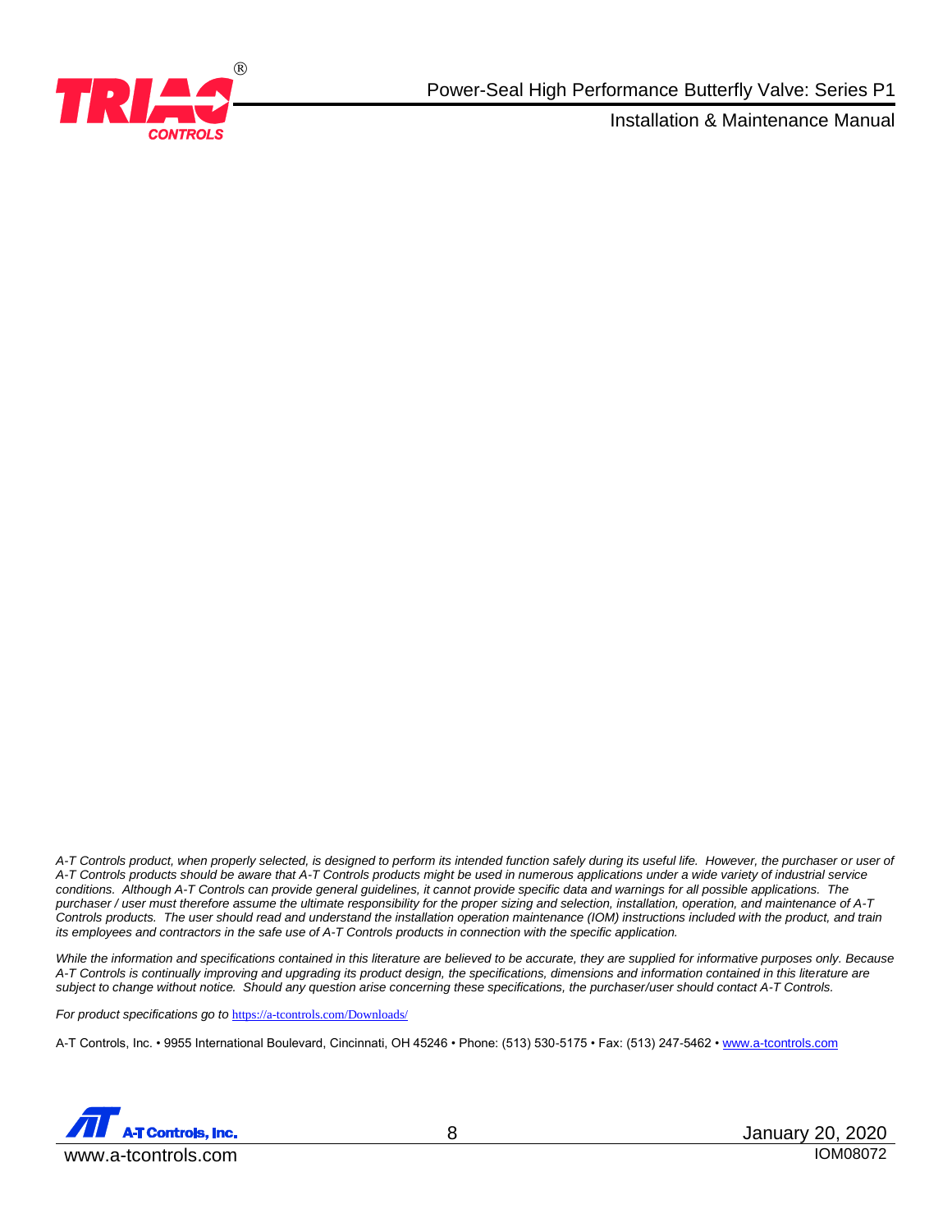*A-T Controls product, when properly selected, is designed to perform its intended function safely during its useful life. However, the purchaser or user of A-T Controls products should be aware that A-T Controls products might be used in numerous applications under a wide variety of industrial service conditions. Although A-T Controls can provide general guidelines, it cannot provide specific data and warnings for all possible applications. The purchaser / user must therefore assume the ultimate responsibility for the proper sizing and selection, installation, operation, and maintenance of A-T Controls products. The user should read and understand the installation operation maintenance (IOM) instructions included with the product, and train its employees and contractors in the safe use of A-T Controls products in connection with the specific application.*

*While the information and specifications contained in this literature are believed to be accurate, they are supplied for informative purposes only. Because A-T Controls is continually improving and upgrading its product design, the specifications, dimensions and information contained in this literature are subject to change without notice. Should any question arise concerning these specifications, the purchaser/user should contact A-T Controls.*

*For product specifications go to* https://a-tcontrols.com/Downloads/

A-T Controls, Inc. • 9955 International Boulevard, Cincinnati, OH 45246 • Phone: (513) 530-5175 • Fax: (513) 247-5462 • www.a-tcontrols.com